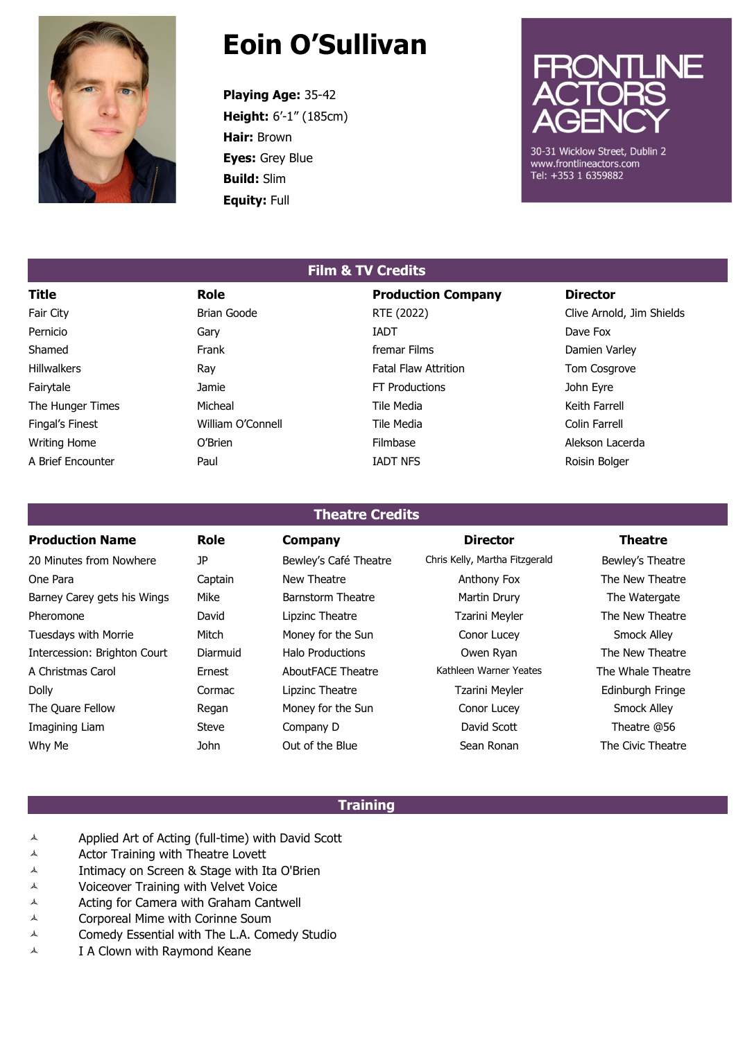# Eoin O'Sullivan

**Playing Age:** 35-42
**Height:** 6'-1" (185cm)
**Hair:** Brown
**Eyes:** Grey Blue
**Build:** Slim
**Equity:** Full

FRONTLINE ACTORS AGENCY
30-31 Wicklow Street, Dublin 2
www.frontlineactors.com
Tel: +353 1 6359882

## Film & TV Credits

| Title | Role | Production Company | Director |
|---|---|---|---|
| Fair City | Brian Goode | RTE (2022) | Clive Arnold, Jim Shields |
| Pernicio | Gary | IADT | Dave Fox |
| Shamed | Frank | fremar Films | Damien Varley |
| Hillwalkers | Ray | Fatal Flaw Attrition | Tom Cosgrove |
| Fairytale | Jamie | FT Productions | John Eyre |
| The Hunger Times | Micheal | Tile Media | Keith Farrell |
| Fingal's Finest | William O'Connell | Tile Media | Colin Farrell |
| Writing Home | O'Brien | Filmbase | Alekson Lacerda |
| A Brief Encounter | Paul | IADT NFS | Roisin Bolger |

## Theatre Credits

| Production Name | Role | Company | Director | Theatre |
|---|---|---|---|---|
| 20 Minutes from Nowhere | JP | Bewley's Café Theatre | Chris Kelly, Martha Fitzgerald | Bewley's Theatre |
| One Para | Captain | New Theatre | Anthony Fox | The New Theatre |
| Barney Carey gets his Wings | Mike | Barnstorm Theatre | Martin Drury | The Watergate |
| Pheromone | David | Lipzinc Theatre | Tzarini Meyler | The New Theatre |
| Tuesdays with Morrie | Mitch | Money for the Sun | Conor Lucey | Smock Alley |
| Intercession: Brighton Court | Diarmuid | Halo Productions | Owen Ryan | The New Theatre |
| A Christmas Carol | Ernest | AboutFACE Theatre | Kathleen Warner Yeates | The Whale Theatre |
| Dolly | Cormac | Lipzinc Theatre | Tzarini Meyler | Edinburgh Fringe |
| The Quare Fellow | Regan | Money for the Sun | Conor Lucey | Smock Alley |
| Imagining Liam | Steve | Company D | David Scott | Theatre @56 |
| Why Me | John | Out of the Blue | Sean Ronan | The Civic Theatre |

## Training

- Applied Art of Acting (full-time) with David Scott
- Actor Training with Theatre Lovett
- Intimacy on Screen & Stage with Ita O'Brien
- Voiceover Training with Velvet Voice
- Acting for Camera with Graham Cantwell
- Corporeal Mime with Corinne Soum
- Comedy Essential with The L.A. Comedy Studio
- I A Clown with Raymond Keane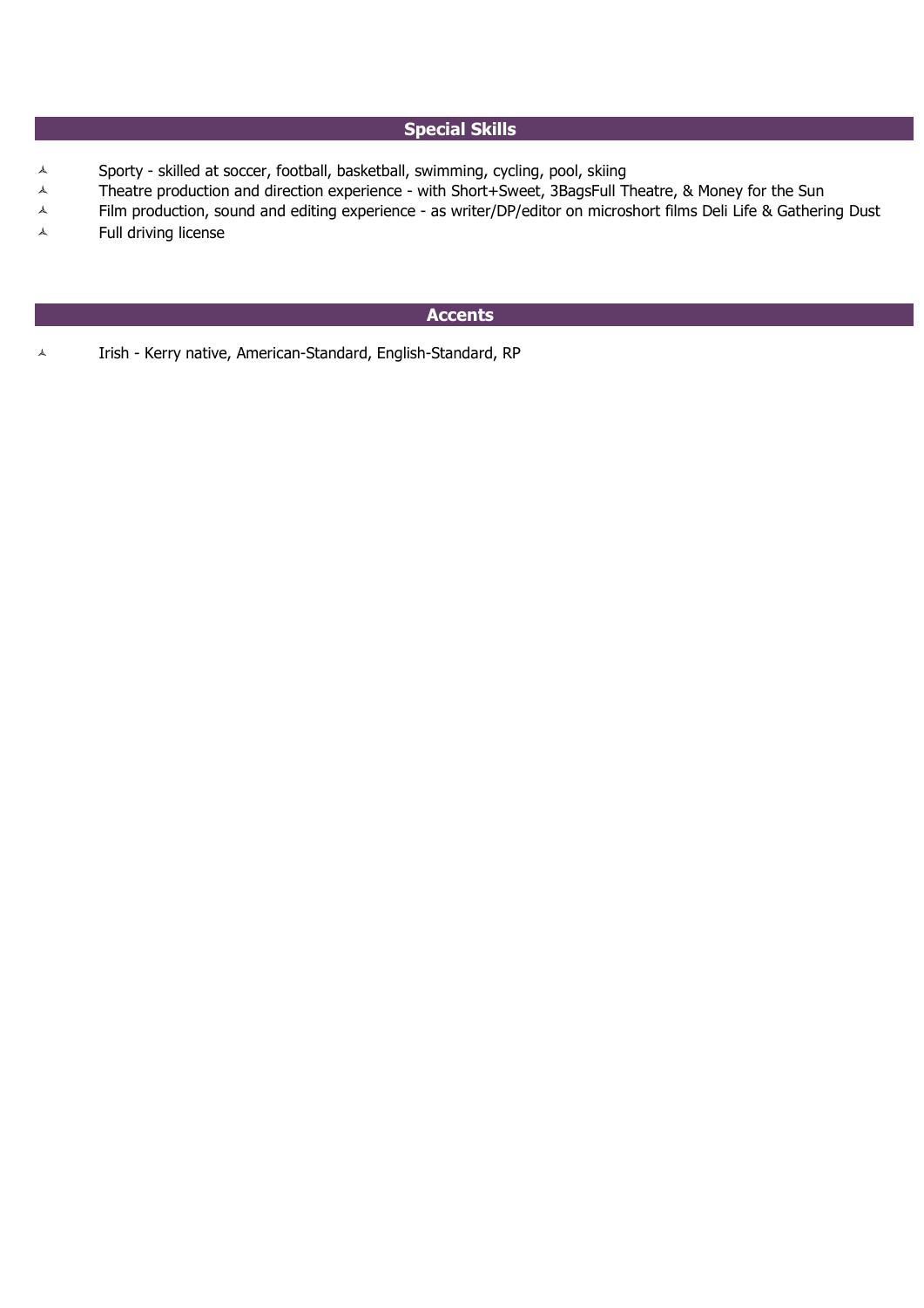## Special Skills

- Sporty - skilled at soccer, football, basketball, swimming, cycling, pool, skiing
- Theatre production and direction experience - with Short+Sweet, 3BagsFull Theatre, & Money for the Sun
- Film production, sound and editing experience - as writer/DP/editor on microshort films Deli Life & Gathering Dust
- Full driving license

## Accents

- Irish - Kerry native, American-Standard, English-Standard, RP